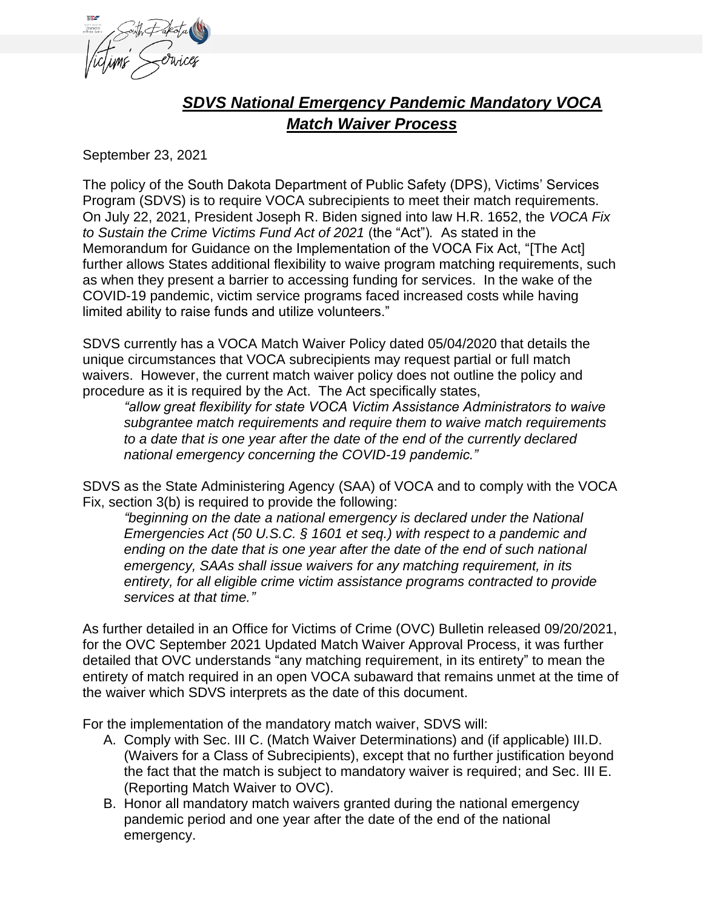# ***SDVS National Emergency Pandemic Mandatory VOCA Match Waiver Process***

September 23, 2021

The policy of the South Dakota Department of Public Safety (DPS), Victims' Services Program (SDVS) is to require VOCA subrecipients to meet their match requirements. On July 22, 2021, President Joseph R. Biden signed into law H.R. 1652, the *VOCA Fix to Sustain the Crime Victims Fund Act of 2021* (the "Act"). As stated in the Memorandum for Guidance on the Implementation of the VOCA Fix Act, "[The Act] further allows States additional flexibility to waive program matching requirements, such as when they present a barrier to accessing funding for services. In the wake of the COVID-19 pandemic, victim service programs faced increased costs while having limited ability to raise funds and utilize volunteers."

SDVS currently has a VOCA Match Waiver Policy dated 05/04/2020 that details the unique circumstances that VOCA subrecipients may request partial or full match waivers. However, the current match waiver policy does not outline the policy and procedure as it is required by the Act. The Act specifically states,

> *"allow great flexibility for state VOCA Victim Assistance Administrators to waive subgrantee match requirements and require them to waive match requirements to a date that is one year after the date of the end of the currently declared national emergency concerning the COVID-19 pandemic."*

SDVS as the State Administering Agency (SAA) of VOCA and to comply with the VOCA Fix, section 3(b) is required to provide the following:

> *"beginning on the date a national emergency is declared under the National Emergencies Act (50 U.S.C. § 1601 et seq.) with respect to a pandemic and ending on the date that is one year after the date of the end of such national emergency, SAAs shall issue waivers for any matching requirement, in its entirety, for all eligible crime victim assistance programs contracted to provide services at that time."*

As further detailed in an Office for Victims of Crime (OVC) Bulletin released 09/20/2021, for the OVC September 2021 Updated Match Waiver Approval Process, it was further detailed that OVC understands "any matching requirement, in its entirety" to mean the entirety of match required in an open VOCA subaward that remains unmet at the time of the waiver which SDVS interprets as the date of this document.

For the implementation of the mandatory match waiver, SDVS will:

A. Comply with Sec. III C. (Match Waiver Determinations) and (if applicable) III.D. (Waivers for a Class of Subrecipients), except that no further justification beyond the fact that the match is subject to mandatory waiver is required; and Sec. III E. (Reporting Match Waiver to OVC).
B. Honor all mandatory match waivers granted during the national emergency pandemic period and one year after the date of the end of the national emergency.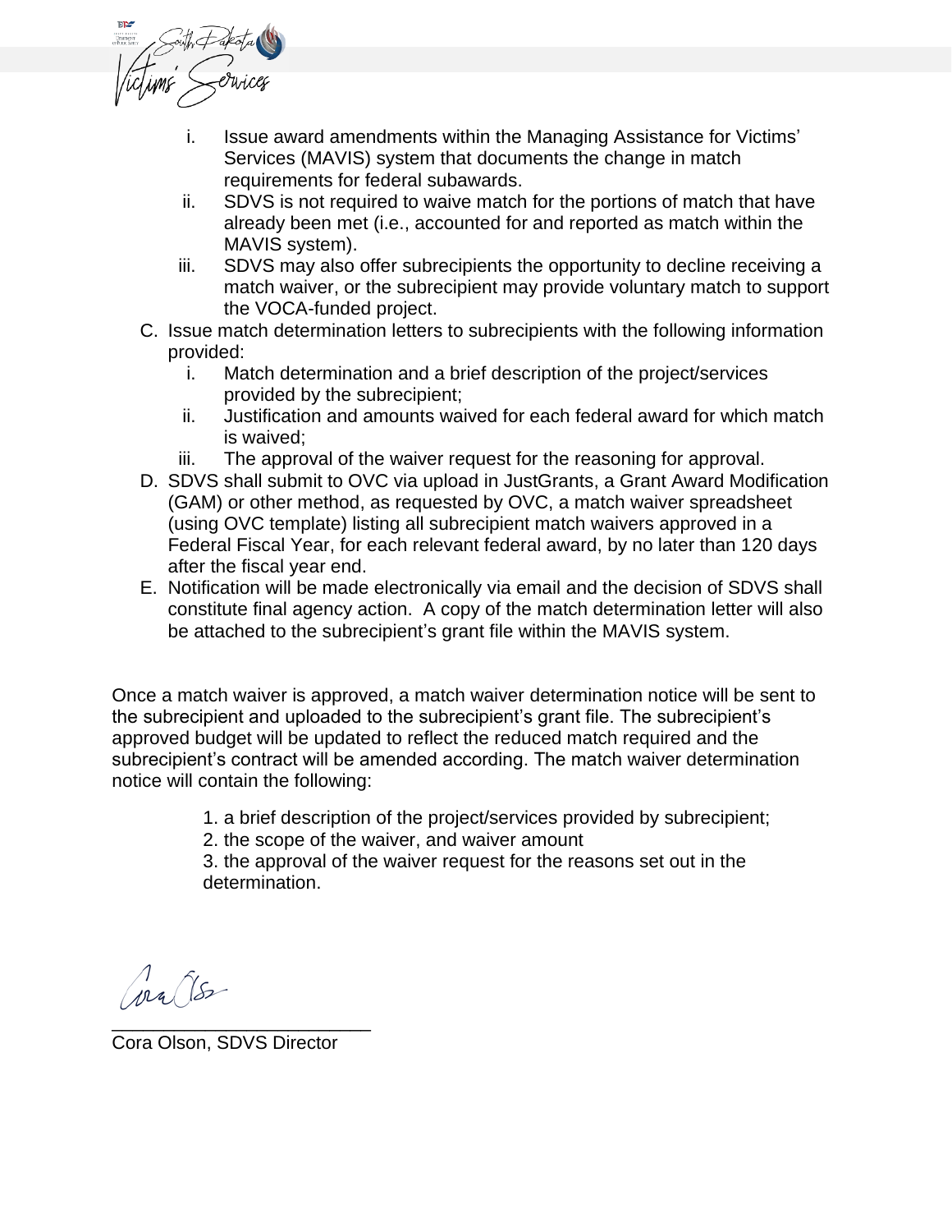i. Issue award amendments within the Managing Assistance for Victims' Services (MAVIS) system that documents the change in match requirements for federal subawards.
   ii. SDVS is not required to waive match for the portions of match that have already been met (i.e., accounted for and reported as match within the MAVIS system).
   iii. SDVS may also offer subrecipients the opportunity to decline receiving a match waiver, or the subrecipient may provide voluntary match to support the VOCA-funded project.

C. Issue match determination letters to subrecipients with the following information provided:
   i. Match determination and a brief description of the project/services provided by the subrecipient;
   ii. Justification and amounts waived for each federal award for which match is waived;
   iii. The approval of the waiver request for the reasoning for approval.

D. SDVS shall submit to OVC via upload in JustGrants, a Grant Award Modification (GAM) or other method, as requested by OVC, a match waiver spreadsheet (using OVC template) listing all subrecipient match waivers approved in a Federal Fiscal Year, for each relevant federal award, by no later than 120 days after the fiscal year end.

E. Notification will be made electronically via email and the decision of SDVS shall constitute final agency action. A copy of the match determination letter will also be attached to the subrecipient's grant file within the MAVIS system.

Once a match waiver is approved, a match waiver determination notice will be sent to the subrecipient and uploaded to the subrecipient's grant file. The subrecipient's approved budget will be updated to reflect the reduced match required and the subrecipient's contract will be amended according. The match waiver determination notice will contain the following:

1. a brief description of the project/services provided by subrecipient;
2. the scope of the waiver, and waiver amount
3. the approval of the waiver request for the reasons set out in the determination.

Cora Olson

Cora Olson, SDVS Director